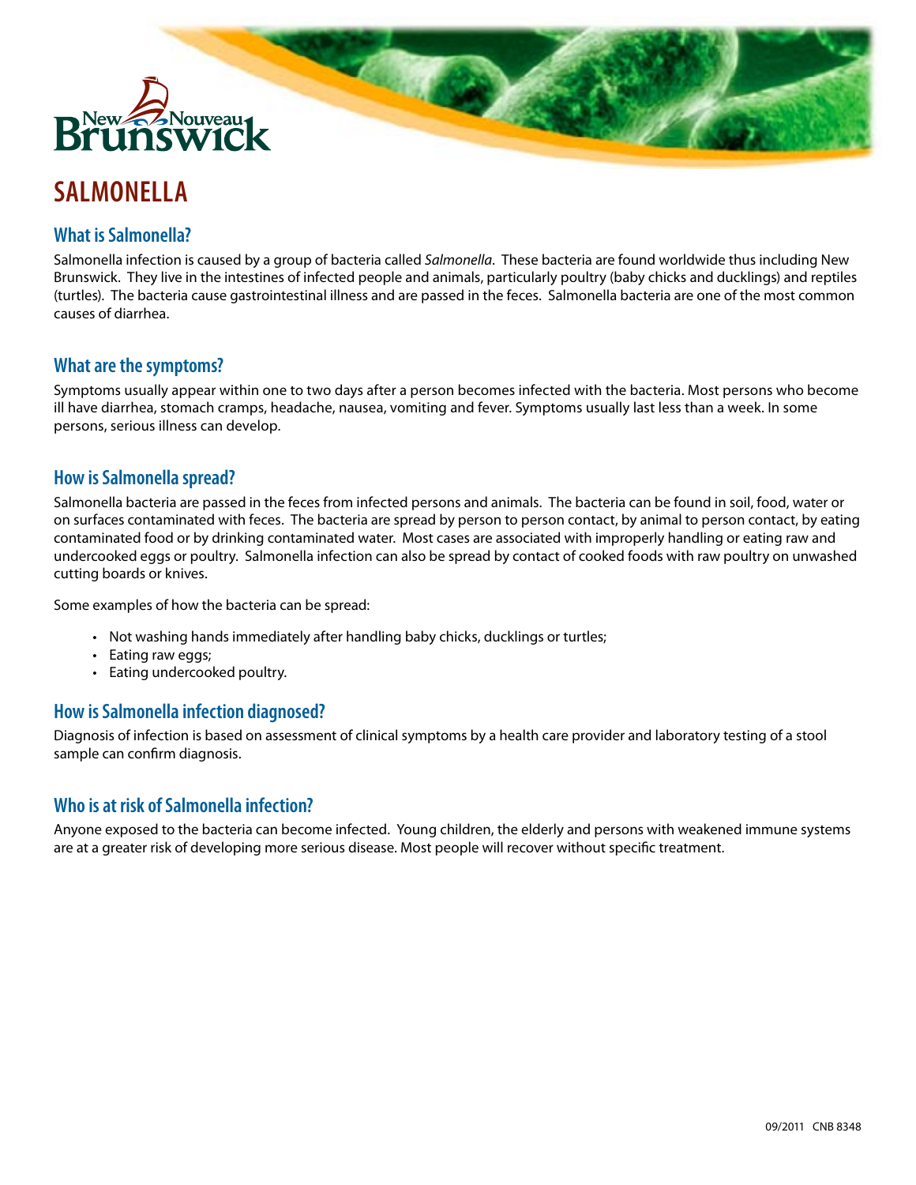# SALMONELLA

## What is Salmonella?

Salmonella infection is caused by a group of bacteria called *Salmonella*. These bacteria are found worldwide thus including New Brunswick. They live in the intestines of infected people and animals, particularly poultry (baby chicks and ducklings) and reptiles (turtles). The bacteria cause gastrointestinal illness and are passed in the feces. Salmonella bacteria are one of the most common causes of diarrhea.

## What are the symptoms?

Symptoms usually appear within one to two days after a person becomes infected with the bacteria. Most persons who become ill have diarrhea, stomach cramps, headache, nausea, vomiting and fever. Symptoms usually last less than a week. In some persons, serious illness can develop.

## How is Salmonella spread?

Salmonella bacteria are passed in the feces from infected persons and animals. The bacteria can be found in soil, food, water or on surfaces contaminated with feces. The bacteria are spread by person to person contact, by animal to person contact, by eating contaminated food or by drinking contaminated water. Most cases are associated with improperly handling or eating raw and undercooked eggs or poultry. Salmonella infection can also be spread by contact of cooked foods with raw poultry on unwashed cutting boards or knives.

Some examples of how the bacteria can be spread:

- Not washing hands immediately after handling baby chicks, ducklings or turtles;
- Eating raw eggs;
- Eating undercooked poultry.

## How is Salmonella infection diagnosed?

Diagnosis of infection is based on assessment of clinical symptoms by a health care provider and laboratory testing of a stool sample can confirm diagnosis.

## Who is at risk of Salmonella infection?

Anyone exposed to the bacteria can become infected. Young children, the elderly and persons with weakened immune systems are at a greater risk of developing more serious disease. Most people will recover without specific treatment.

09/2011 CNB 8348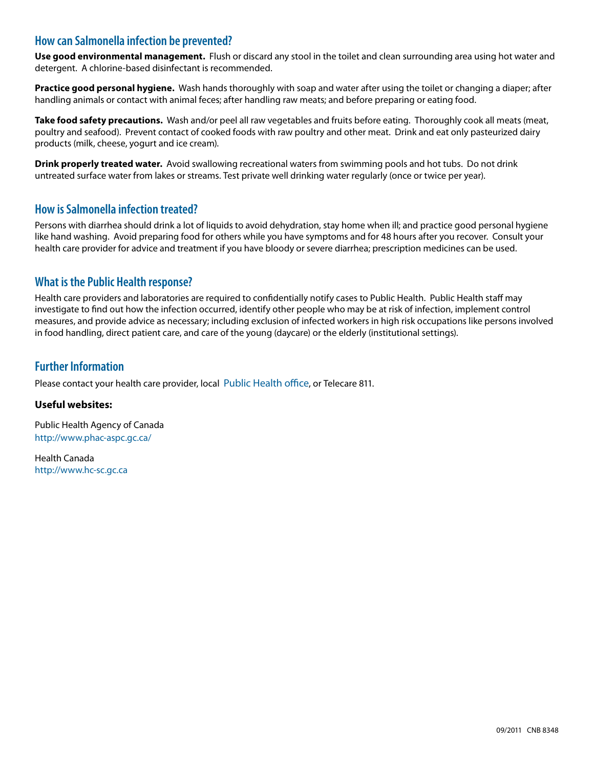## How can Salmonella infection be prevented?

**Use good environmental management.** Flush or discard any stool in the toilet and clean surrounding area using hot water and detergent. A chlorine-based disinfectant is recommended.

**Practice good personal hygiene.** Wash hands thoroughly with soap and water after using the toilet or changing a diaper; after handling animals or contact with animal feces; after handling raw meats; and before preparing or eating food.

**Take food safety precautions.** Wash and/or peel all raw vegetables and fruits before eating. Thoroughly cook all meats (meat, poultry and seafood). Prevent contact of cooked foods with raw poultry and other meat. Drink and eat only pasteurized dairy products (milk, cheese, yogurt and ice cream).

**Drink properly treated water.** Avoid swallowing recreational waters from swimming pools and hot tubs. Do not drink untreated surface water from lakes or streams. Test private well drinking water regularly (once or twice per year).

## How is Salmonella infection treated?

Persons with diarrhea should drink a lot of liquids to avoid dehydration, stay home when ill; and practice good personal hygiene like hand washing. Avoid preparing food for others while you have symptoms and for 48 hours after you recover. Consult your health care provider for advice and treatment if you have bloody or severe diarrhea; prescription medicines can be used.

## What is the Public Health response?

Health care providers and laboratories are required to confidentially notify cases to Public Health. Public Health staff may investigate to find out how the infection occurred, identify other people who may be at risk of infection, implement control measures, and provide advice as necessary; including exclusion of infected workers in high risk occupations like persons involved in food handling, direct patient care, and care of the young (daycare) or the elderly (institutional settings).

## Further Information

Please contact your health care provider, local Public Health office, or Telecare 811.

**Useful websites:**

Public Health Agency of Canada
http://www.phac-aspc.gc.ca/

Health Canada
http://www.hc-sc.gc.ca

09/2011 CNB 8348